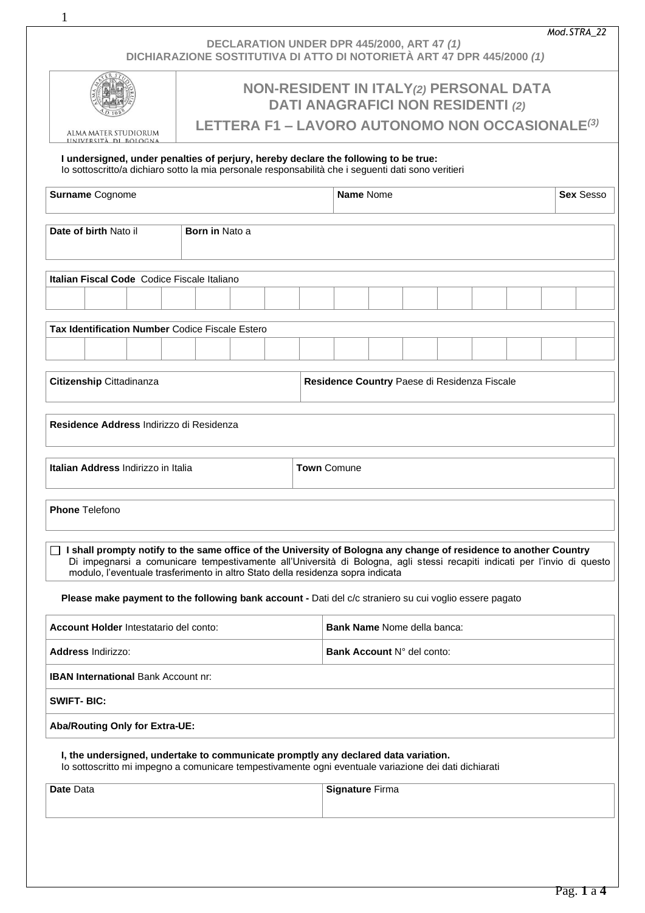Mod.STRA_22

**DECLARATION UNDER DPR 445/2000, ART 47** ***(1)***
**DICHIARAZIONE SOSTITUTIVA DI ATTO DI NOTORIETÀ ART 47 DPR 445/2000** ***(1)***

ALMA MATER STUDIORUM
UNIVERSITÀ DI BOLOGNA

# NON-RESIDENT IN ITALY*(2)* PERSONAL DATA
# DATI ANAGRAFICI NON RESIDENTI *(2)*
## LETTERA F1 – LAVORO AUTONOMO NON OCCASIONALE*(3)*

**I undersigned, under penalties of perjury, hereby declare the following to be true:**
Io sottoscritto/a dichiaro sotto la mia personale responsabilità che i seguenti dati sono veritieri

| **Surname** Cognome | **Name** Nome | **Sex** Sesso |
|---|---|---|
| | | |

| **Date of birth** Nato il | **Born in** Nato a |
|---|---|
| | |

| **Italian Fiscal Code** Codice Fiscale Italiano | | | | | | | | | | | | | | | |
|---|---|---|---|---|---|---|---|---|---|---|---|---|---|---|---|
| | | | | | | | | | | | | | | | |

| **Tax Identification Number** Codice Fiscale Estero | | | | | | | | | | | | | | | |
|---|---|---|---|---|---|---|---|---|---|---|---|---|---|---|---|
| | | | | | | | | | | | | | | | |

| **Citizenship** Cittadinanza | **Residence Country** Paese di Residenza Fiscale |
|---|---|
| | |

| **Residence Address** Indirizzo di Residenza |
|---|
| |

| **Italian Address** Indirizzo in Italia | **Town** Comune |
|---|---|
| | |

| **Phone** Telefono |
|---|
| |

☐ **I shall prompty notify to the same office of the University of Bologna any change of residence to another Country**
Di impegnarsi a comunicare tempestivamente all'Università di Bologna, agli stessi recapiti indicati per l'invio di questo modulo, l'eventuale trasferimento in altro Stato della residenza sopra indicata

**Please make payment to the following bank account -** Dati del c/c straniero su cui voglio essere pagato

| **Account Holder** Intestatario del conto: | **Bank Name** Nome della banca: |
|---|---|
| **Address** Indirizzo: | **Bank Account** N° del conto: |
| **IBAN International** Bank Account nr: | |
| **SWIFT- BIC:** | |
| **Aba/Routing Only for Extra-UE:** | |

**I, the undersigned, undertake to communicate promptly any declared data variation.**
Io sottoscritto mi impegno a comunicare tempestivamente ogni eventuale variazione dei dati dichiarati

| **Date** Data | **Signature** Firma |
|---|---|
| | |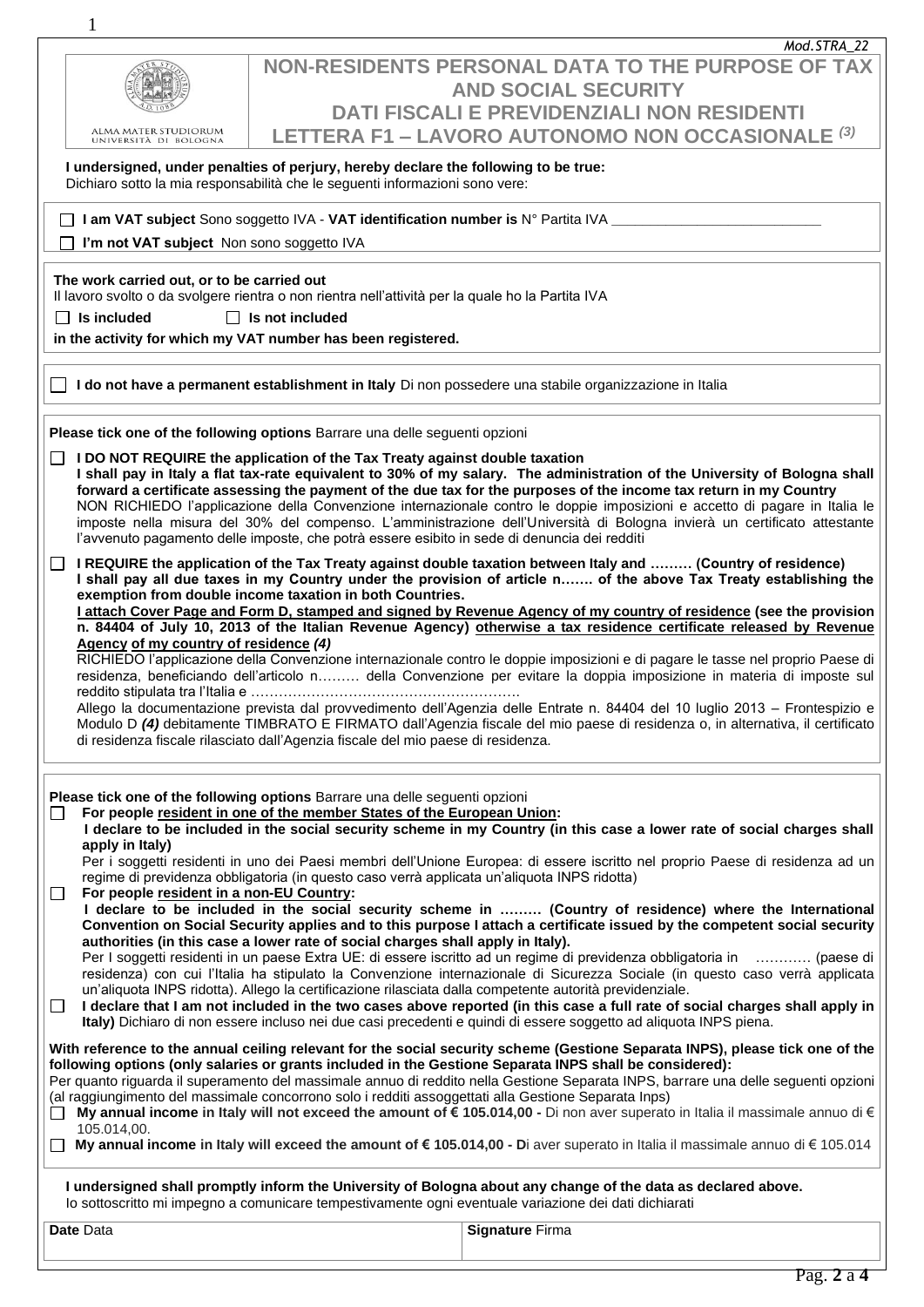Mod.STRA_22

ALMA MATER STUDIORUM
UNIVERSITÀ DI BOLOGNA

# NON-RESIDENTS PERSONAL DATA TO THE PURPOSE OF TAX AND SOCIAL SECURITY
# DATI FISCALI E PREVIDENZIALI NON RESIDENTI
# LETTERA F1 – LAVORO AUTONOMO NON OCCASIONALE (3)

**I undersigned, under penalties of perjury, hereby declare the following to be true:**
Dichiaro sotto la mia responsabilità che le seguenti informazioni sono vere:

☐ **I am VAT subject** Sono soggetto IVA - **VAT identification number is** N° Partita IVA ___________________________

☐ **I'm not VAT subject** Non sono soggetto IVA

**The work carried out, or to be carried out**
Il lavoro svolto o da svolgere rientra o non rientra nell'attività per la quale ho la Partita IVA

☐ **Is included** ☐ **Is not included**

**in the activity for which my VAT number has been registered.**

☐ **I do not have a permanent establishment in Italy** Di non possedere una stabile organizzazione in Italia

**Please tick one of the following options** Barrare una delle seguenti opzioni

☐ **I DO NOT REQUIRE the application of the Tax Treaty against double taxation**
**I shall pay in Italy a flat tax-rate equivalent to 30% of my salary. The administration of the University of Bologna shall forward a certificate assessing the payment of the due tax for the purposes of the income tax return in my Country**
NON RICHIEDO l'applicazione della Convenzione internazionale contro le doppie imposizioni e accetto di pagare in Italia le imposte nella misura del 30% del compenso. L'amministrazione dell'Università di Bologna invierà un certificato attestante l'avvenuto pagamento delle imposte, che potrà essere esibito in sede di denuncia dei redditi

☐ **I REQUIRE the application of the Tax Treaty against double taxation between Italy and ……… (Country of residence)**
**I shall pay all due taxes in my Country under the provision of article n……. of the above Tax Treaty establishing the exemption from double income taxation in both Countries.**
**<u>I attach Cover Page and Form D, stamped and signed by Revenue Agency of my country of residence</u> (see the provision n. 84404 of July 10, 2013 of the Italian Revenue Agency) <u>otherwise a tax residence certificate released by Revenue Agency of my country of residence</u> *(4)***
RICHIEDO l'applicazione della Convenzione internazionale contro le doppie imposizioni e di pagare le tasse nel proprio Paese di residenza, beneficiando dell'articolo n……… della Convenzione per evitare la doppia imposizione in materia di imposte sul reddito stipulata tra l'Italia e ………………………………………………….
Allego la documentazione prevista dal provvedimento dell'Agenzia delle Entrate n. 84404 del 10 luglio 2013 – Frontespizio e Modulo D ***(4)*** debitamente TIMBRATO E FIRMATO dall'Agenzia fiscale del mio paese di residenza o, in alternativa, il certificato di residenza fiscale rilasciato dall'Agenzia fiscale del mio paese di residenza.

**Please tick one of the following options** Barrare una delle seguenti opzioni

☐ **For people <u>resident in one of the member States of the European Union</u>:**
**I declare to be included in the social security scheme in my Country (in this case a lower rate of social charges shall apply in Italy)**
Per i soggetti residenti in uno dei Paesi membri dell'Unione Europea: di essere iscritto nel proprio Paese di residenza ad un regime di previdenza obbligatoria (in questo caso verrà applicata un'aliquota INPS ridotta)

☐ **For people <u>resident in a non-EU Country</u>:**
**I declare to be included in the social security scheme in ……… (Country of residence) where the International Convention on Social Security applies and to this purpose I attach a certificate issued by the competent social security authorities (in this case a lower rate of social charges shall apply in Italy).**
Per I soggetti residenti in un paese Extra UE: di essere iscritto ad un regime di previdenza obbligatoria in ………… (paese di residenza) con cui l'Italia ha stipulato la Convenzione internazionale di Sicurezza Sociale (in questo caso verrà applicata un'aliquota INPS ridotta). Allego la certificazione rilasciata dalla competente autorità previdenziale.

☐ **I declare that I am not included in the two cases above reported (in this case a full rate of social charges shall apply in Italy)** Dichiaro di non essere incluso nei due casi precedenti e quindi di essere soggetto ad aliquota INPS piena.

**With reference to the annual ceiling relevant for the social security scheme (Gestione Separata INPS), please tick one of the following options (only salaries or grants included in the Gestione Separata INPS shall be considered):**
Per quanto riguarda il superamento del massimale annuo di reddito nella Gestione Separata INPS, barrare una delle seguenti opzioni (al raggiungimento del massimale concorrono solo i redditi assoggettati alla Gestione Separata Inps)

☐ **My annual income in Italy will not exceed the amount of € 105.014,00 -** Di non aver superato in Italia il massimale annuo di € 105.014,00.

☐ **My annual income in Italy will exceed the amount of € 105.014,00 - D**i aver superato in Italia il massimale annuo di € 105.014

**I undersigned shall promptly inform the University of Bologna about any change of the data as declared above.**
Io sottoscritto mi impegno a comunicare tempestivamente ogni eventuale variazione dei dati dichiarati

| **Date** Data | **Signature** Firma |
|---|---|
| | |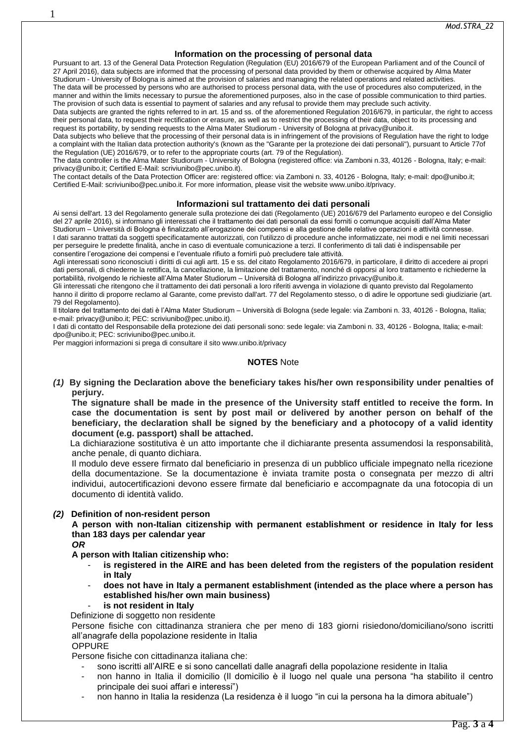## Information on the processing of personal data

Pursuant to art. 13 of the General Data Protection Regulation (Regulation (EU) 2016/679 of the European Parliament and of the Council of 27 April 2016), data subjects are informed that the processing of personal data provided by them or otherwise acquired by Alma Mater Studiorum - University of Bologna is aimed at the provision of salaries and managing the related operations and related activities.
The data will be processed by persons who are authorised to process personal data, with the use of procedures also computerized, in the manner and within the limits necessary to pursue the aforementioned purposes, also in the case of possible communication to third parties.
The provision of such data is essential to payment of salaries and any refusal to provide them may preclude such activity.
Data subjects are granted the rights referred to in art. 15 and ss. of the aforementioned Regulation 2016/679, in particular, the right to access their personal data, to request their rectification or erasure, as well as to restrict the processing of their data, object to its processing and request its portability, by sending requests to the Alma Mater Studiorum - University of Bologna at privacy@unibo.it.
Data subjects who believe that the processing of their personal data is in infringement of the provisions of Regulation have the right to lodge a complaint with the Italian data protection authority's (known as the "Garante per la protezione dei dati personali"), pursuant to Article 77of the Regulation (UE) 2016/679, or to refer to the appropriate courts (art. 79 of the Regulation).
The data controller is the Alma Mater Studiorum - University of Bologna (registered office: via Zamboni n.33, 40126 - Bologna, Italy; e-mail: privacy@unibo.it; Certified E-Mail: scriviunibo@pec.unibo.it).
The contact details of the Data Protection Officer are: registered office: via Zamboni n. 33, 40126 - Bologna, Italy; e-mail: dpo@unibo.it; Certified E-Mail: scriviunibo@pec.unibo.it. For more information, please visit the website www.unibo.it/privacy.

## Informazioni sul trattamento dei dati personali

Ai sensi dell'art. 13 del Regolamento generale sulla protezione dei dati (Regolamento (UE) 2016/679 del Parlamento europeo e del Consiglio del 27 aprile 2016), si informano gli interessati che il trattamento dei dati personali da essi forniti o comunque acquisiti dall'Alma Mater Studiorum – Università di Bologna è finalizzato all'erogazione dei compensi e alla gestione delle relative operazioni e attività connesse.
I dati saranno trattati da soggetti specificatamente autorizzati, con l'utilizzo di procedure anche informatizzate, nei modi e nei limiti necessari per perseguire le predette finalità, anche in caso di eventuale comunicazione a terzi. Il conferimento di tali dati è indispensabile per consentire l'erogazione dei compensi e l'eventuale rifiuto a fornirli può precludere tale attività.
Agli interessati sono riconosciuti i diritti di cui agli artt. 15 e ss. del citato Regolamento 2016/679, in particolare, il diritto di accedere ai propri dati personali, di chiederne la rettifica, la cancellazione, la limitazione del trattamento, nonché di opporsi al loro trattamento e richiederne la portabilità, rivolgendo le richieste all'Alma Mater Studiorum – Università di Bologna all'indirizzo privacy@unibo.it.
Gli interessati che ritengono che il trattamento dei dati personali a loro riferiti avvenga in violazione di quanto previsto dal Regolamento hanno il diritto di proporre reclamo al Garante, come previsto dall'art. 77 del Regolamento stesso, o di adire le opportune sedi giudiziarie (art. 79 del Regolamento).
Il titolare del trattamento dei dati è l'Alma Mater Studiorum – Università di Bologna (sede legale: via Zamboni n. 33, 40126 - Bologna, Italia; e-mail: privacy@unibo.it; PEC: scriviunibo@pec.unibo.it).
I dati di contatto del Responsabile della protezione dei dati personali sono: sede legale: via Zamboni n. 33, 40126 - Bologna, Italia; e-mail: dpo@unibo.it; PEC: scriviunibo@pec.unibo.it.
Per maggiori informazioni si prega di consultare il sito www.unibo.it/privacy

## NOTES Note

***(1)*** **By signing the Declaration above the beneficiary takes his/her own responsibility under penalties of perjury.**

**The signature shall be made in the presence of the University staff entitled to receive the form. In case the documentation is sent by post mail or delivered by another person on behalf of the beneficiary, the declaration shall be signed by the beneficiary and a photocopy of a valid identity document (e.g. passport) shall be attached.**

La dichiarazione sostitutiva è un atto importante che il dichiarante presenta assumendosi la responsabilità, anche penale, di quanto dichiara.

Il modulo deve essere firmato dal beneficiario in presenza di un pubblico ufficiale impegnato nella ricezione della documentazione. Se la documentazione è inviata tramite posta o consegnata per mezzo di altri individui, autocertificazioni devono essere firmate dal beneficiario e accompagnate da una fotocopia di un documento di identità valido.

***(2)*** **Definition of non-resident person**

**A person with non-Italian citizenship with permanent establishment or residence in Italy for less than 183 days per calendar year**

***OR***

**A person with Italian citizenship who:**

- **is registered in the AIRE and has been deleted from the registers of the population resident in Italy**
- **does not have in Italy a permanent establishment (intended as the place where a person has established his/her own main business)**
- **is not resident in Italy**

Definizione di soggetto non residente

Persone fisiche con cittadinanza straniera che per meno di 183 giorni risiedono/domiciliano/sono iscritti all'anagrafe della popolazione residente in Italia

OPPURE

Persone fisiche con cittadinanza italiana che:

- sono iscritti all'AIRE e si sono cancellati dalle anagrafi della popolazione residente in Italia
- non hanno in Italia il domicilio (Il domicilio è il luogo nel quale una persona "ha stabilito il centro principale dei suoi affari e interessi")
- non hanno in Italia la residenza (La residenza è il luogo "in cui la persona ha la dimora abituale")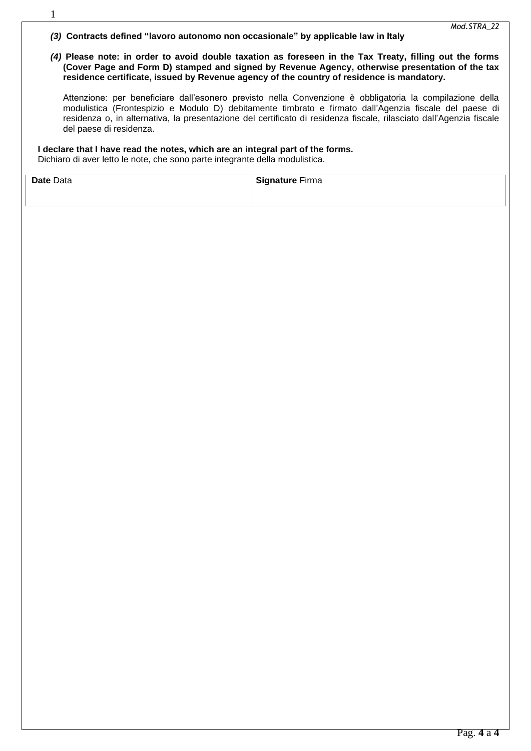***(3)*** **Contracts defined "lavoro autonomo non occasionale" by applicable law in Italy**

***(4)*** **Please note: in order to avoid double taxation as foreseen in the Tax Treaty, filling out the forms (Cover Page and Form D) stamped and signed by Revenue Agency, otherwise presentation of the tax residence certificate, issued by Revenue agency of the country of residence is mandatory.**

Attenzione: per beneficiare dall'esonero previsto nella Convenzione è obbligatoria la compilazione della modulistica (Frontespizio e Modulo D) debitamente timbrato e firmato dall'Agenzia fiscale del paese di residenza o, in alternativa, la presentazione del certificato di residenza fiscale, rilasciato dall'Agenzia fiscale del paese di residenza.

**I declare that I have read the notes, which are an integral part of the forms.**
Dichiaro di aver letto le note, che sono parte integrante della modulistica.

| **Date** Data | **Signature** Firma |
| --- | --- |
| | |